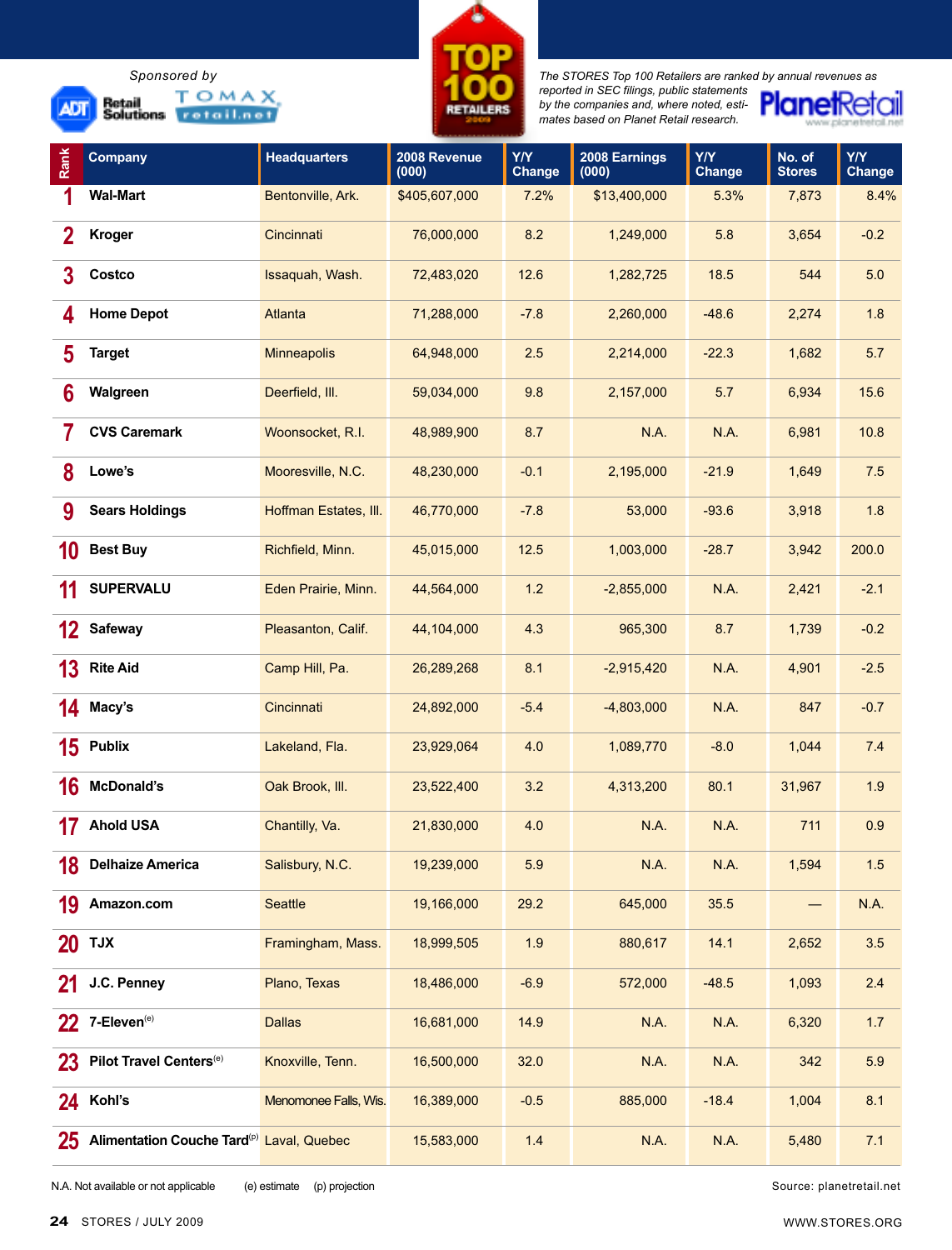Sponsored by ADT Retail Solutions, TOMAX retail.net

# TOP 100 RETAILERS 2009

*The STORES Top 100 Retailers are ranked by annual revenues as reported in SEC filings, public statements by the companies and, where noted, estimates based on Planet Retail research.*

PlanetRetail www.planetretail.net

| Rank | Company | Headquarters | 2008 Revenue (000) | Y/Y Change | 2008 Earnings (000) | Y/Y Change | No. of Stores | Y/Y Change |
|---|---|---|---|---|---|---|---|---|
| 1 | Wal-Mart | Bentonville, Ark. | $405,607,000 | 7.2% | $13,400,000 | 5.3% | 7,873 | 8.4% |
| 2 | Kroger | Cincinnati | 76,000,000 | 8.2 | 1,249,000 | 5.8 | 3,654 | -0.2 |
| 3 | Costco | Issaquah, Wash. | 72,483,020 | 12.6 | 1,282,725 | 18.5 | 544 | 5.0 |
| 4 | Home Depot | Atlanta | 71,288,000 | -7.8 | 2,260,000 | -48.6 | 2,274 | 1.8 |
| 5 | Target | Minneapolis | 64,948,000 | 2.5 | 2,214,000 | -22.3 | 1,682 | 5.7 |
| 6 | Walgreen | Deerfield, Ill. | 59,034,000 | 9.8 | 2,157,000 | 5.7 | 6,934 | 15.6 |
| 7 | CVS Caremark | Woonsocket, R.I. | 48,989,900 | 8.7 | N.A. | N.A. | 6,981 | 10.8 |
| 8 | Lowe's | Mooresville, N.C. | 48,230,000 | -0.1 | 2,195,000 | -21.9 | 1,649 | 7.5 |
| 9 | Sears Holdings | Hoffman Estates, Ill. | 46,770,000 | -7.8 | 53,000 | -93.6 | 3,918 | 1.8 |
| 10 | Best Buy | Richfield, Minn. | 45,015,000 | 12.5 | 1,003,000 | -28.7 | 3,942 | 200.0 |
| 11 | SUPERVALU | Eden Prairie, Minn. | 44,564,000 | 1.2 | -2,855,000 | N.A. | 2,421 | -2.1 |
| 12 | Safeway | Pleasanton, Calif. | 44,104,000 | 4.3 | 965,300 | 8.7 | 1,739 | -0.2 |
| 13 | Rite Aid | Camp Hill, Pa. | 26,289,268 | 8.1 | -2,915,420 | N.A. | 4,901 | -2.5 |
| 14 | Macy's | Cincinnati | 24,892,000 | -5.4 | -4,803,000 | N.A. | 847 | -0.7 |
| 15 | Publix | Lakeland, Fla. | 23,929,064 | 4.0 | 1,089,770 | -8.0 | 1,044 | 7.4 |
| 16 | McDonald's | Oak Brook, Ill. | 23,522,400 | 3.2 | 4,313,200 | 80.1 | 31,967 | 1.9 |
| 17 | Ahold USA | Chantilly, Va. | 21,830,000 | 4.0 | N.A. | N.A. | 711 | 0.9 |
| 18 | Delhaize America | Salisbury, N.C. | 19,239,000 | 5.9 | N.A. | N.A. | 1,594 | 1.5 |
| 19 | Amazon.com | Seattle | 19,166,000 | 29.2 | 645,000 | 35.5 | — | N.A. |
| 20 | TJX | Framingham, Mass. | 18,999,505 | 1.9 | 880,617 | 14.1 | 2,652 | 3.5 |
| 21 | J.C. Penney | Plano, Texas | 18,486,000 | -6.9 | 572,000 | -48.5 | 1,093 | 2.4 |
| 22 | 7-Eleven(e) | Dallas | 16,681,000 | 14.9 | N.A. | N.A. | 6,320 | 1.7 |
| 23 | Pilot Travel Centers(e) | Knoxville, Tenn. | 16,500,000 | 32.0 | N.A. | N.A. | 342 | 5.9 |
| 24 | Kohl's | Menomonee Falls, Wis. | 16,389,000 | -0.5 | 885,000 | -18.4 | 1,004 | 8.1 |
| 25 | Alimentation Couche Tard(p) | Laval, Quebec | 15,583,000 | 1.4 | N.A. | N.A. | 5,480 | 7.1 |

N.A. Not available or not applicable (e) estimate (p) projection

Source: planetretail.net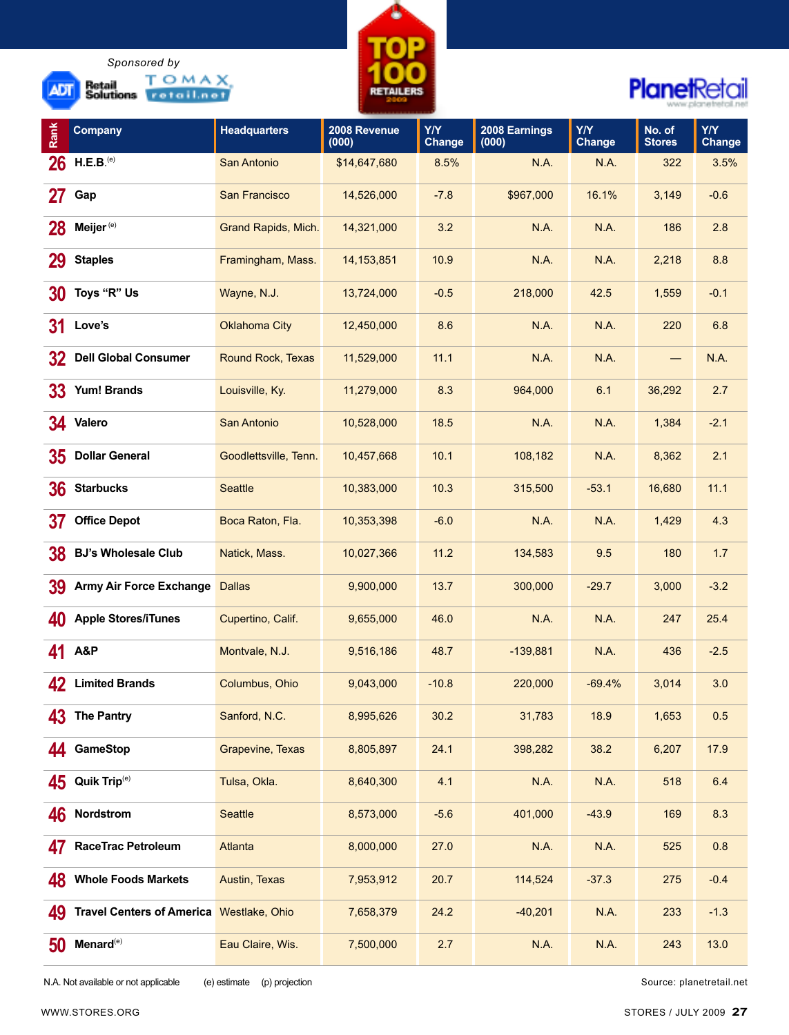Sponsored by ADT Retail Solutions TOMAX retail.net

# TOP 100 RETAILERS 2009

PlanetRetail

| Rank | Company | Headquarters | 2008 Revenue (000) | Y/Y Change | 2008 Earnings (000) | Y/Y Change | No. of Stores | Y/Y Change |
|---|---|---|---|---|---|---|---|---|
| 26 | H.E.B.(e) | San Antonio | $14,647,680 | 8.5% | N.A. | N.A. | 322 | 3.5% |
| 27 | Gap | San Francisco | 14,526,000 | -7.8 | $967,000 | 16.1% | 3,149 | -0.6 |
| 28 | Meijer (e) | Grand Rapids, Mich. | 14,321,000 | 3.2 | N.A. | N.A. | 186 | 2.8 |
| 29 | Staples | Framingham, Mass. | 14,153,851 | 10.9 | N.A. | N.A. | 2,218 | 8.8 |
| 30 | Toys “R” Us | Wayne, N.J. | 13,724,000 | -0.5 | 218,000 | 42.5 | 1,559 | -0.1 |
| 31 | Love’s | Oklahoma City | 12,450,000 | 8.6 | N.A. | N.A. | 220 | 6.8 |
| 32 | Dell Global Consumer | Round Rock, Texas | 11,529,000 | 11.1 | N.A. | N.A. | — | N.A. |
| 33 | Yum! Brands | Louisville, Ky. | 11,279,000 | 8.3 | 964,000 | 6.1 | 36,292 | 2.7 |
| 34 | Valero | San Antonio | 10,528,000 | 18.5 | N.A. | N.A. | 1,384 | -2.1 |
| 35 | Dollar General | Goodlettsville, Tenn. | 10,457,668 | 10.1 | 108,182 | N.A. | 8,362 | 2.1 |
| 36 | Starbucks | Seattle | 10,383,000 | 10.3 | 315,500 | -53.1 | 16,680 | 11.1 |
| 37 | Office Depot | Boca Raton, Fla. | 10,353,398 | -6.0 | N.A. | N.A. | 1,429 | 4.3 |
| 38 | BJ’s Wholesale Club | Natick, Mass. | 10,027,366 | 11.2 | 134,583 | 9.5 | 180 | 1.7 |
| 39 | Army Air Force Exchange | Dallas | 9,900,000 | 13.7 | 300,000 | -29.7 | 3,000 | -3.2 |
| 40 | Apple Stores/iTunes | Cupertino, Calif. | 9,655,000 | 46.0 | N.A. | N.A. | 247 | 25.4 |
| 41 | A&P | Montvale, N.J. | 9,516,186 | 48.7 | -139,881 | N.A. | 436 | -2.5 |
| 42 | Limited Brands | Columbus, Ohio | 9,043,000 | -10.8 | 220,000 | -69.4% | 3,014 | 3.0 |
| 43 | The Pantry | Sanford, N.C. | 8,995,626 | 30.2 | 31,783 | 18.9 | 1,653 | 0.5 |
| 44 | GameStop | Grapevine, Texas | 8,805,897 | 24.1 | 398,282 | 38.2 | 6,207 | 17.9 |
| 45 | Quik Trip(e) | Tulsa, Okla. | 8,640,300 | 4.1 | N.A. | N.A. | 518 | 6.4 |
| 46 | Nordstrom | Seattle | 8,573,000 | -5.6 | 401,000 | -43.9 | 169 | 8.3 |
| 47 | RaceTrac Petroleum | Atlanta | 8,000,000 | 27.0 | N.A. | N.A. | 525 | 0.8 |
| 48 | Whole Foods Markets | Austin, Texas | 7,953,912 | 20.7 | 114,524 | -37.3 | 275 | -0.4 |
| 49 | Travel Centers of America | Westlake, Ohio | 7,658,379 | 24.2 | -40,201 | N.A. | 233 | -1.3 |
| 50 | Menard(e) | Eau Claire, Wis. | 7,500,000 | 2.7 | N.A. | N.A. | 243 | 13.0 |

N.A. Not available or not applicable (e) estimate (p) projection

Source: planetretail.net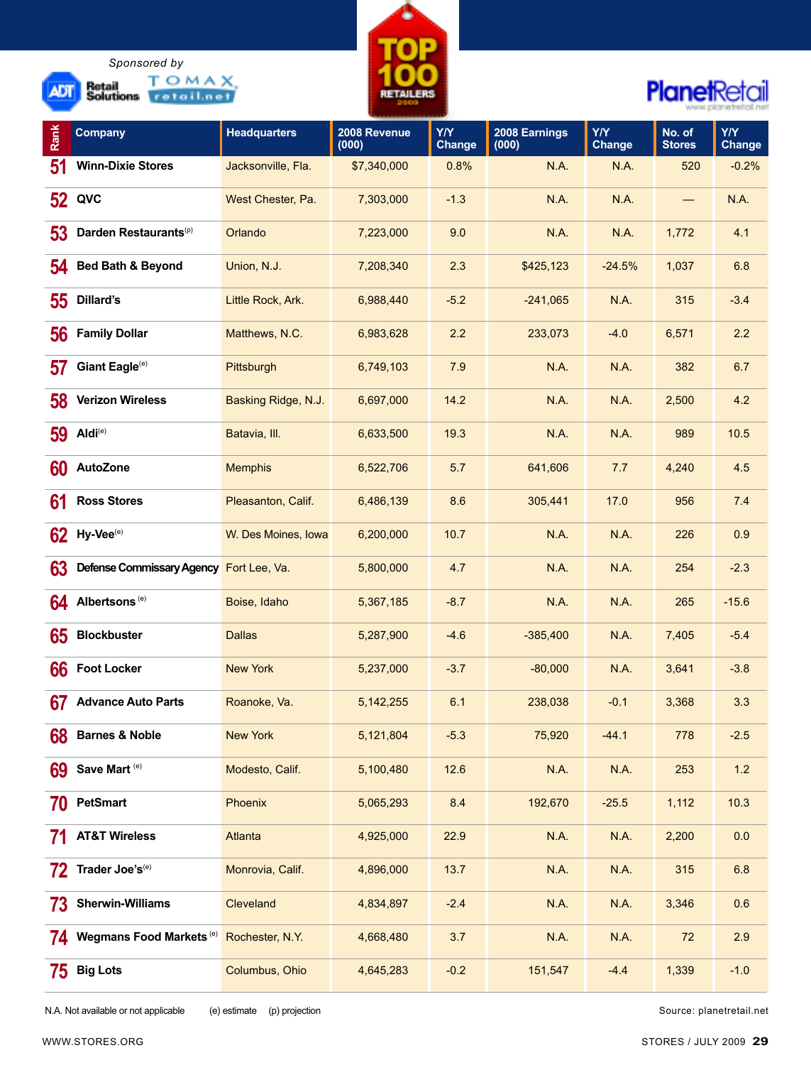Sponsored by ADT Retail Solutions TOMAX retail.net

# TOP 100 RETAILERS 2009

PlanetRetail

| Rank | Company | Headquarters | 2008 Revenue (000) | Y/Y Change | 2008 Earnings (000) | Y/Y Change | No. of Stores | Y/Y Change |
|---|---|---|---|---|---|---|---|---|
| 51 | Winn-Dixie Stores | Jacksonville, Fla. | $7,340,000 | 0.8% | N.A. | N.A. | 520 | -0.2% |
| 52 | QVC | West Chester, Pa. | 7,303,000 | -1.3 | N.A. | N.A. | — | N.A. |
| 53 | Darden Restaurants(p) | Orlando | 7,223,000 | 9.0 | N.A. | N.A. | 1,772 | 4.1 |
| 54 | Bed Bath & Beyond | Union, N.J. | 7,208,340 | 2.3 | $425,123 | -24.5% | 1,037 | 6.8 |
| 55 | Dillard's | Little Rock, Ark. | 6,988,440 | -5.2 | -241,065 | N.A. | 315 | -3.4 |
| 56 | Family Dollar | Matthews, N.C. | 6,983,628 | 2.2 | 233,073 | -4.0 | 6,571 | 2.2 |
| 57 | Giant Eagle(e) | Pittsburgh | 6,749,103 | 7.9 | N.A. | N.A. | 382 | 6.7 |
| 58 | Verizon Wireless | Basking Ridge, N.J. | 6,697,000 | 14.2 | N.A. | N.A. | 2,500 | 4.2 |
| 59 | Aldi(e) | Batavia, Ill. | 6,633,500 | 19.3 | N.A. | N.A. | 989 | 10.5 |
| 60 | AutoZone | Memphis | 6,522,706 | 5.7 | 641,606 | 7.7 | 4,240 | 4.5 |
| 61 | Ross Stores | Pleasanton, Calif. | 6,486,139 | 8.6 | 305,441 | 17.0 | 956 | 7.4 |
| 62 | Hy-Vee(e) | W. Des Moines, Iowa | 6,200,000 | 10.7 | N.A. | N.A. | 226 | 0.9 |
| 63 | Defense Commissary Agency | Fort Lee, Va. | 5,800,000 | 4.7 | N.A. | N.A. | 254 | -2.3 |
| 64 | Albertsons (e) | Boise, Idaho | 5,367,185 | -8.7 | N.A. | N.A. | 265 | -15.6 |
| 65 | Blockbuster | Dallas | 5,287,900 | -4.6 | -385,400 | N.A. | 7,405 | -5.4 |
| 66 | Foot Locker | New York | 5,237,000 | -3.7 | -80,000 | N.A. | 3,641 | -3.8 |
| 67 | Advance Auto Parts | Roanoke, Va. | 5,142,255 | 6.1 | 238,038 | -0.1 | 3,368 | 3.3 |
| 68 | Barnes & Noble | New York | 5,121,804 | -5.3 | 75,920 | -44.1 | 778 | -2.5 |
| 69 | Save Mart (e) | Modesto, Calif. | 5,100,480 | 12.6 | N.A. | N.A. | 253 | 1.2 |
| 70 | PetSmart | Phoenix | 5,065,293 | 8.4 | 192,670 | -25.5 | 1,112 | 10.3 |
| 71 | AT&T Wireless | Atlanta | 4,925,000 | 22.9 | N.A. | N.A. | 2,200 | 0.0 |
| 72 | Trader Joe's(e) | Monrovia, Calif. | 4,896,000 | 13.7 | N.A. | N.A. | 315 | 6.8 |
| 73 | Sherwin-Williams | Cleveland | 4,834,897 | -2.4 | N.A. | N.A. | 3,346 | 0.6 |
| 74 | Wegmans Food Markets (e) | Rochester, N.Y. | 4,668,480 | 3.7 | N.A. | N.A. | 72 | 2.9 |
| 75 | Big Lots | Columbus, Ohio | 4,645,283 | -0.2 | 151,547 | -4.4 | 1,339 | -1.0 |

N.A. Not available or not applicable (e) estimate (p) projection

Source: planetretail.net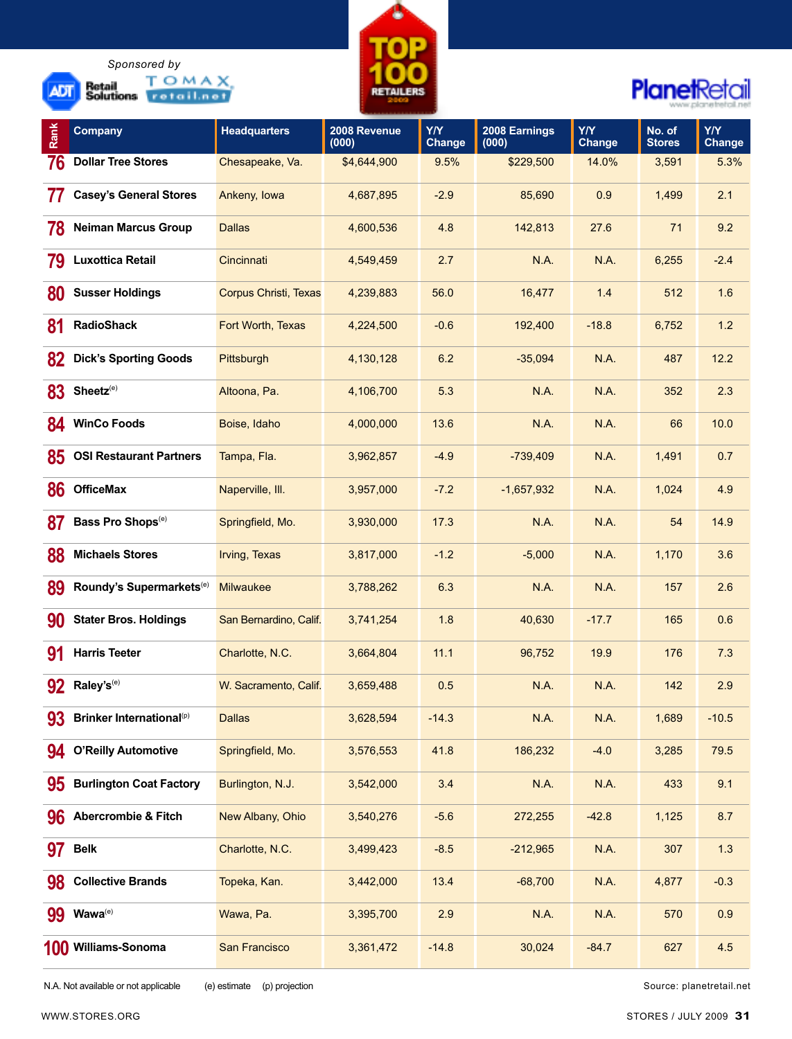Sponsored by ADT Retail Solutions TOMAX retail.net

# TOP 100 RETAILERS 2009

PlanetRetail www.planetretail.net

| Rank | Company | Headquarters | 2008 Revenue (000) | Y/Y Change | 2008 Earnings (000) | Y/Y Change | No. of Stores | Y/Y Change |
|---|---|---|---|---|---|---|---|---|
| 76 | Dollar Tree Stores | Chesapeake, Va. | $4,644,900 | 9.5% | $229,500 | 14.0% | 3,591 | 5.3% |
| 77 | Casey's General Stores | Ankeny, Iowa | 4,687,895 | -2.9 | 85,690 | 0.9 | 1,499 | 2.1 |
| 78 | Neiman Marcus Group | Dallas | 4,600,536 | 4.8 | 142,813 | 27.6 | 71 | 9.2 |
| 79 | Luxottica Retail | Cincinnati | 4,549,459 | 2.7 | N.A. | N.A. | 6,255 | -2.4 |
| 80 | Susser Holdings | Corpus Christi, Texas | 4,239,883 | 56.0 | 16,477 | 1.4 | 512 | 1.6 |
| 81 | RadioShack | Fort Worth, Texas | 4,224,500 | -0.6 | 192,400 | -18.8 | 6,752 | 1.2 |
| 82 | Dick's Sporting Goods | Pittsburgh | 4,130,128 | 6.2 | -35,094 | N.A. | 487 | 12.2 |
| 83 | Sheetz(e) | Altoona, Pa. | 4,106,700 | 5.3 | N.A. | N.A. | 352 | 2.3 |
| 84 | WinCo Foods | Boise, Idaho | 4,000,000 | 13.6 | N.A. | N.A. | 66 | 10.0 |
| 85 | OSI Restaurant Partners | Tampa, Fla. | 3,962,857 | -4.9 | -739,409 | N.A. | 1,491 | 0.7 |
| 86 | OfficeMax | Naperville, Ill. | 3,957,000 | -7.2 | -1,657,932 | N.A. | 1,024 | 4.9 |
| 87 | Bass Pro Shops(e) | Springfield, Mo. | 3,930,000 | 17.3 | N.A. | N.A. | 54 | 14.9 |
| 88 | Michaels Stores | Irving, Texas | 3,817,000 | -1.2 | -5,000 | N.A. | 1,170 | 3.6 |
| 89 | Roundy's Supermarkets(e) | Milwaukee | 3,788,262 | 6.3 | N.A. | N.A. | 157 | 2.6 |
| 90 | Stater Bros. Holdings | San Bernardino, Calif. | 3,741,254 | 1.8 | 40,630 | -17.7 | 165 | 0.6 |
| 91 | Harris Teeter | Charlotte, N.C. | 3,664,804 | 11.1 | 96,752 | 19.9 | 176 | 7.3 |
| 92 | Raley's(e) | W. Sacramento, Calif. | 3,659,488 | 0.5 | N.A. | N.A. | 142 | 2.9 |
| 93 | Brinker International(p) | Dallas | 3,628,594 | -14.3 | N.A. | N.A. | 1,689 | -10.5 |
| 94 | O'Reilly Automotive | Springfield, Mo. | 3,576,553 | 41.8 | 186,232 | -4.0 | 3,285 | 79.5 |
| 95 | Burlington Coat Factory | Burlington, N.J. | 3,542,000 | 3.4 | N.A. | N.A. | 433 | 9.1 |
| 96 | Abercrombie & Fitch | New Albany, Ohio | 3,540,276 | -5.6 | 272,255 | -42.8 | 1,125 | 8.7 |
| 97 | Belk | Charlotte, N.C. | 3,499,423 | -8.5 | -212,965 | N.A. | 307 | 1.3 |
| 98 | Collective Brands | Topeka, Kan. | 3,442,000 | 13.4 | -68,700 | N.A. | 4,877 | -0.3 |
| 99 | Wawa(e) | Wawa, Pa. | 3,395,700 | 2.9 | N.A. | N.A. | 570 | 0.9 |
| 100 | Williams-Sonoma | San Francisco | 3,361,472 | -14.8 | 30,024 | -84.7 | 627 | 4.5 |

N.A. Not available or not applicable (e) estimate (p) projection

Source: planetretail.net